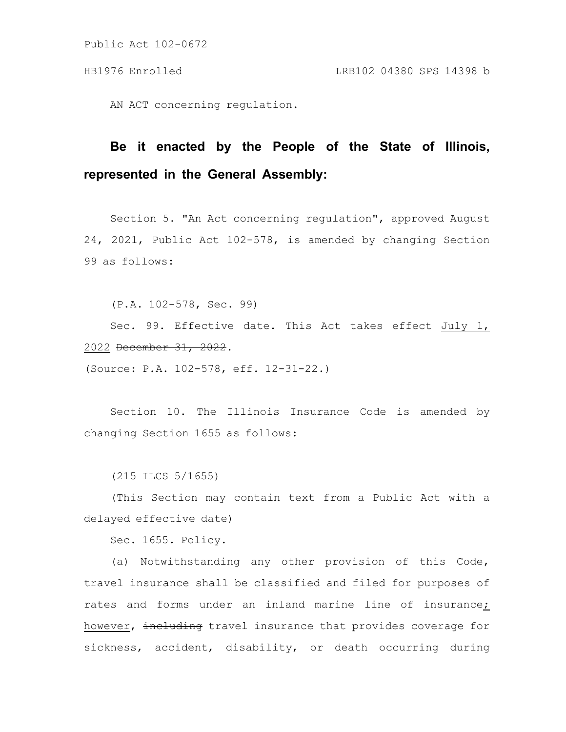AN ACT concerning regulation.

**Be it enacted by the People of the State of Illinois, represented in the General Assembly:**

Section 5. "An Act concerning regulation", approved August 24, 2021, Public Act 102-578, is amended by changing Section 99 as follows:

(P.A. 102-578, Sec. 99)

Sec. 99. Effective date. This Act takes effect <u>July 1, 2022</u> ~~December 31, 2022~~.

(Source: P.A. 102-578, eff. 12-31-22.)

Section 10. The Illinois Insurance Code is amended by changing Section 1655 as follows:

(215 ILCS 5/1655)

(This Section may contain text from a Public Act with a delayed effective date)

Sec. 1655. Policy.

(a) Notwithstanding any other provision of this Code, travel insurance shall be classified and filed for purposes of rates and forms under an inland marine line of insurance<u>; however</u>, ~~including~~ travel insurance that provides coverage for sickness, accident, disability, or death occurring during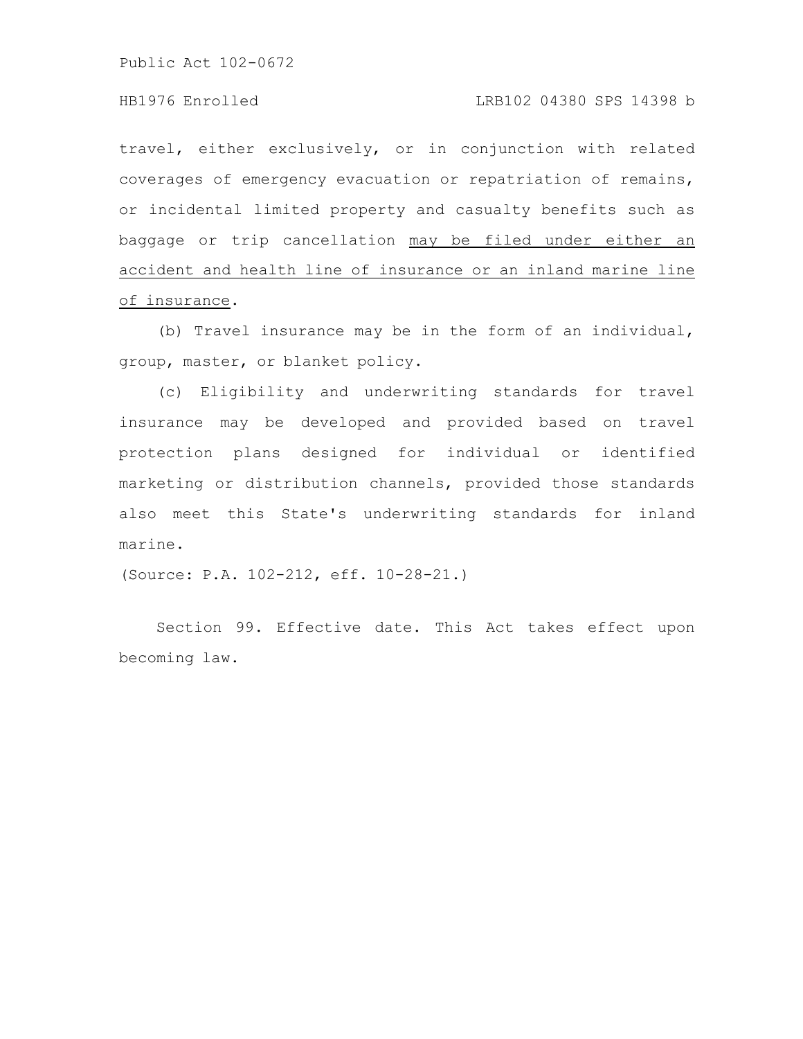travel, either exclusively, or in conjunction with related coverages of emergency evacuation or repatriation of remains, or incidental limited property and casualty benefits such as baggage or trip cancellation <u>may be filed under either an accident and health line of insurance or an inland marine line of insurance</u>.

(b) Travel insurance may be in the form of an individual, group, master, or blanket policy.

(c) Eligibility and underwriting standards for travel insurance may be developed and provided based on travel protection plans designed for individual or identified marketing or distribution channels, provided those standards also meet this State's underwriting standards for inland marine.

(Source: P.A. 102-212, eff. 10-28-21.)

Section 99. Effective date. This Act takes effect upon becoming law.